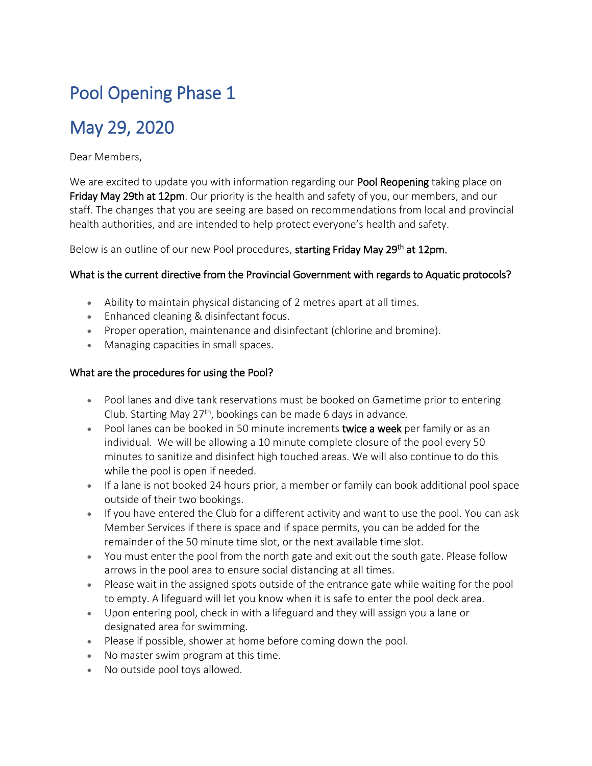# Pool Opening Phase 1

# May 29, 2020

Dear Members,

We are excited to update you with information regarding our **Pool Reopening** taking place on **Friday May 29th at 12pm**. Our priority is the health and safety of you, our members, and our staff. The changes that you are seeing are based on recommendations from local and provincial health authorities, and are intended to help protect everyone's health and safety.

Below is an outline of our new Pool procedures, **starting Friday May 29th at 12pm.**

### What is the current directive from the Provincial Government with regards to Aquatic protocols?

- Ability to maintain physical distancing of 2 metres apart at all times.
- Enhanced cleaning & disinfectant focus.
- Proper operation, maintenance and disinfectant (chlorine and bromine).
- Managing capacities in small spaces.

### What are the procedures for using the Pool?

- Pool lanes and dive tank reservations must be booked on Gametime prior to entering Club. Starting May 27th, bookings can be made 6 days in advance.
- Pool lanes can be booked in 50 minute increments **twice a week** per family or as an individual. We will be allowing a 10 minute complete closure of the pool every 50 minutes to sanitize and disinfect high touched areas. We will also continue to do this while the pool is open if needed.
- If a lane is not booked 24 hours prior, a member or family can book additional pool space outside of their two bookings.
- If you have entered the Club for a different activity and want to use the pool. You can ask Member Services if there is space and if space permits, you can be added for the remainder of the 50 minute time slot, or the next available time slot.
- You must enter the pool from the north gate and exit out the south gate. Please follow arrows in the pool area to ensure social distancing at all times.
- Please wait in the assigned spots outside of the entrance gate while waiting for the pool to empty. A lifeguard will let you know when it is safe to enter the pool deck area.
- Upon entering pool, check in with a lifeguard and they will assign you a lane or designated area for swimming.
- Please if possible, shower at home before coming down the pool.
- No master swim program at this time.
- No outside pool toys allowed.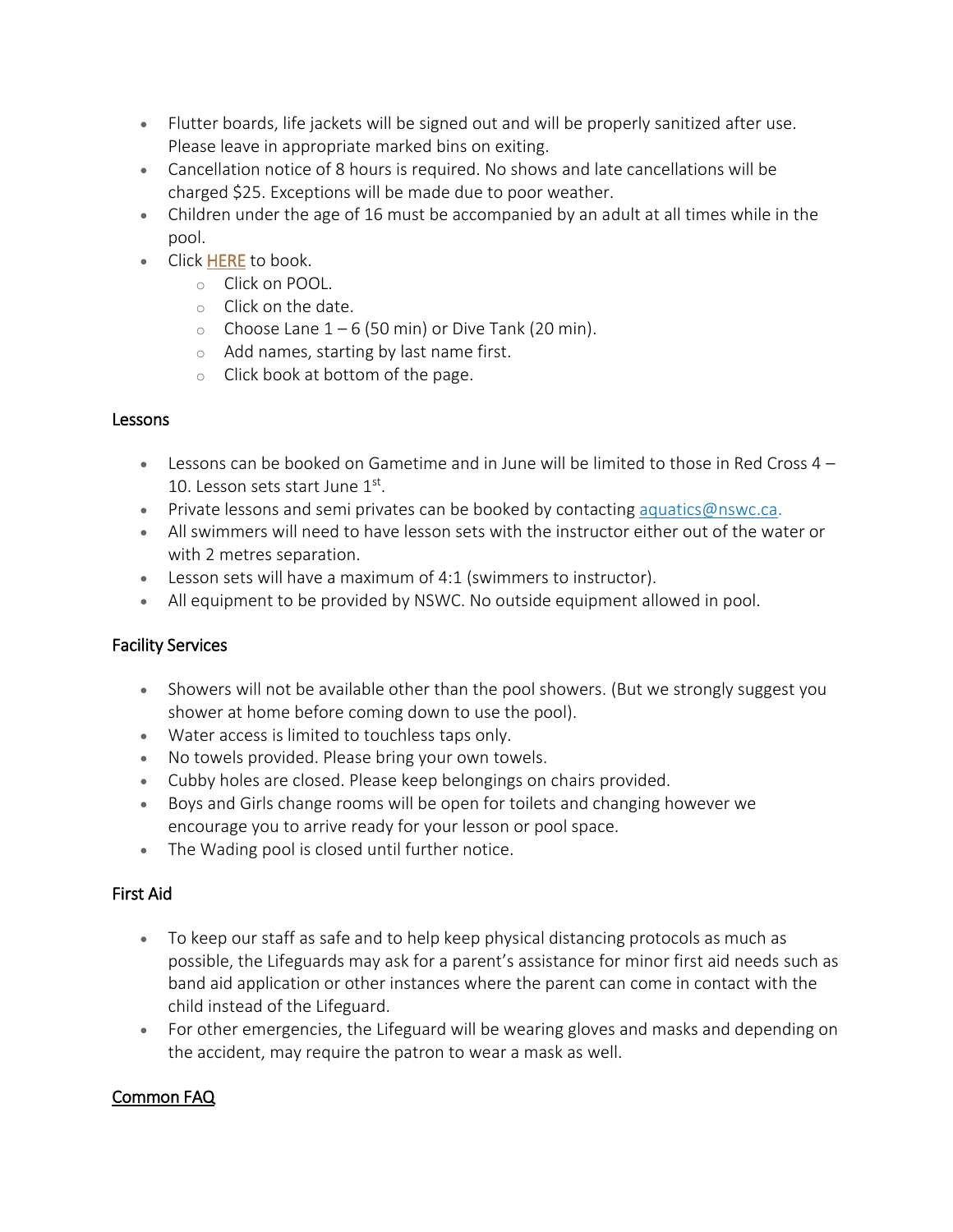- Flutter boards, life jackets will be signed out and will be properly sanitized after use. Please leave in appropriate marked bins on exiting.
- Cancellation notice of 8 hours is required. No shows and late cancellations will be charged $25. Exceptions will be made due to poor weather.
- Children under the age of 16 must be accompanied by an adult at all times while in the pool.
- Click HERE to book.
  - Click on POOL.
  - Click on the date.
  - Choose Lane 1 – 6 (50 min) or Dive Tank (20 min).
  - Add names, starting by last name first.
  - Click book at bottom of the page.

## Lessons

- Lessons can be booked on Gametime and in June will be limited to those in Red Cross 4 – 10. Lesson sets start June 1st.
- Private lessons and semi privates can be booked by contacting aquatics@nswc.ca.
- All swimmers will need to have lesson sets with the instructor either out of the water or with 2 metres separation.
- Lesson sets will have a maximum of 4:1 (swimmers to instructor).
- All equipment to be provided by NSWC. No outside equipment allowed in pool.

## Facility Services

- Showers will not be available other than the pool showers. (But we strongly suggest you shower at home before coming down to use the pool).
- Water access is limited to touchless taps only.
- No towels provided. Please bring your own towels.
- Cubby holes are closed. Please keep belongings on chairs provided.
- Boys and Girls change rooms will be open for toilets and changing however we encourage you to arrive ready for your lesson or pool space.
- The Wading pool is closed until further notice.

## First Aid

- To keep our staff as safe and to help keep physical distancing protocols as much as possible, the Lifeguards may ask for a parent's assistance for minor first aid needs such as band aid application or other instances where the parent can come in contact with the child instead of the Lifeguard.
- For other emergencies, the Lifeguard will be wearing gloves and masks and depending on the accident, may require the patron to wear a mask as well.

## Common FAQ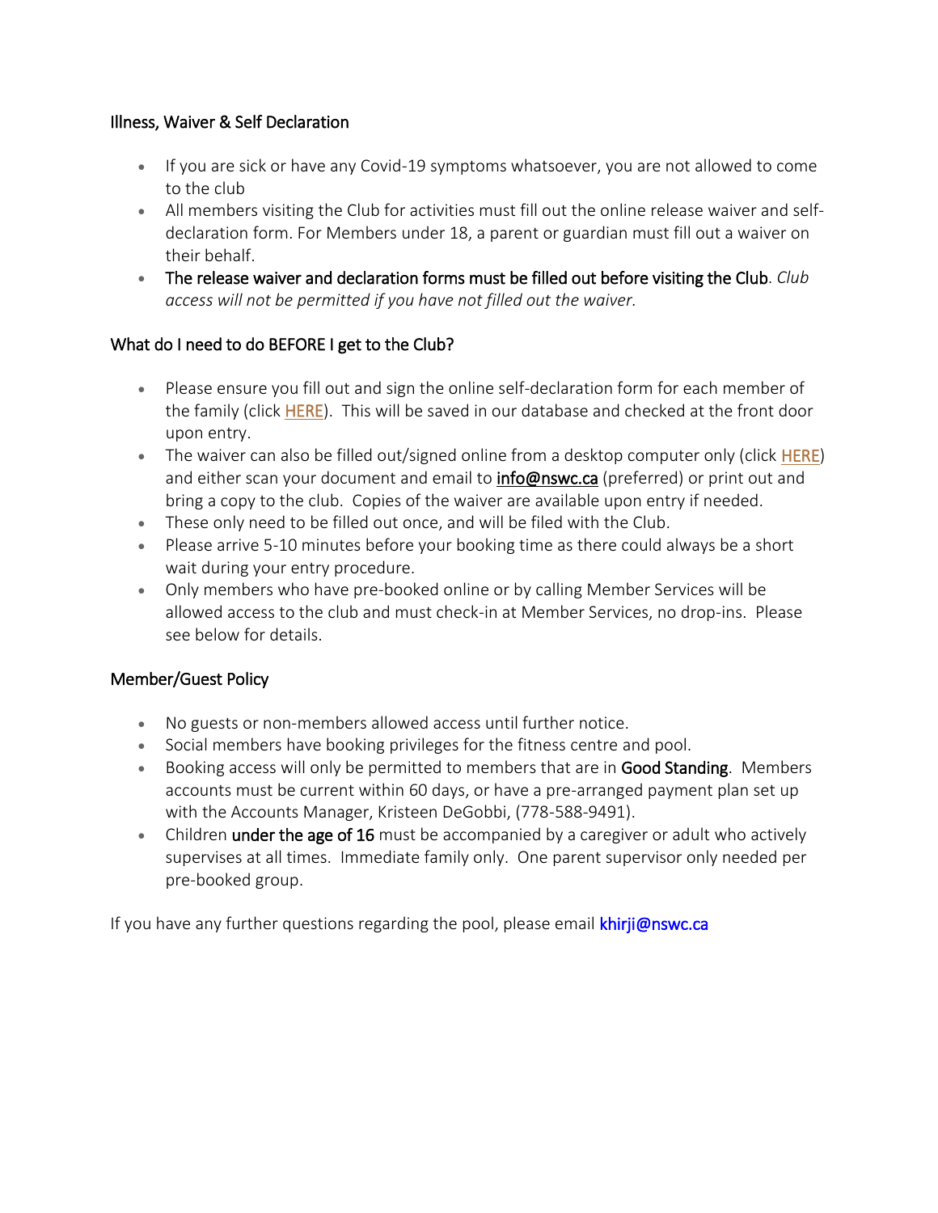## Illness, Waiver & Self Declaration

- If you are sick or have any Covid-19 symptoms whatsoever, you are not allowed to come to the club
- All members visiting the Club for activities must fill out the online release waiver and self-declaration form. For Members under 18, a parent or guardian must fill out a waiver on their behalf.
- **The release waiver and declaration forms must be filled out before visiting the Club**. *Club access will not be permitted if you have not filled out the waiver.*

## What do I need to do BEFORE I get to the Club?

- Please ensure you fill out and sign the online self-declaration form for each member of the family (click HERE). This will be saved in our database and checked at the front door upon entry.
- The waiver can also be filled out/signed online from a desktop computer only (click HERE) and either scan your document and email to info@nswc.ca (preferred) or print out and bring a copy to the club. Copies of the waiver are available upon entry if needed.
- These only need to be filled out once, and will be filed with the Club.
- Please arrive 5-10 minutes before your booking time as there could always be a short wait during your entry procedure.
- Only members who have pre-booked online or by calling Member Services will be allowed access to the club and must check-in at Member Services, no drop-ins. Please see below for details.

## Member/Guest Policy

- No guests or non-members allowed access until further notice.
- Social members have booking privileges for the fitness centre and pool.
- Booking access will only be permitted to members that are in **Good Standing**. Members accounts must be current within 60 days, or have a pre-arranged payment plan set up with the Accounts Manager, Kristeen DeGobbi, (778-588-9491).
- Children **under the age of 16** must be accompanied by a caregiver or adult who actively supervises at all times. Immediate family only. One parent supervisor only needed per pre-booked group.

If you have any further questions regarding the pool, please email khirji@nswc.ca